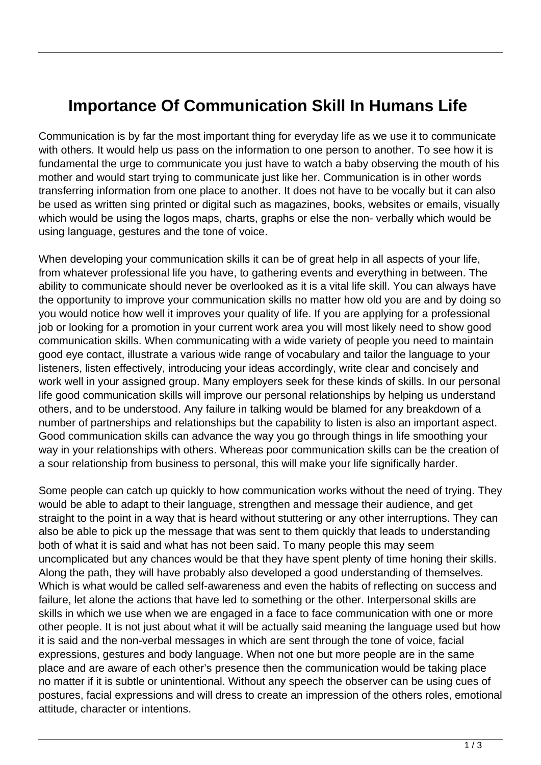# Importance Of Communication Skill In Humans Life

Communication is by far the most important thing for everyday life as we use it to communicate with others. It would help us pass on the information to one person to another. To see how it is fundamental the urge to communicate you just have to watch a baby observing the mouth of his mother and would start trying to communicate just like her. Communication is in other words transferring information from one place to another. It does not have to be vocally but it can also be used as written sing printed or digital such as magazines, books, websites or emails, visually which would be using the logos maps, charts, graphs or else the non- verbally which would be using language, gestures and the tone of voice.

When developing your communication skills it can be of great help in all aspects of your life, from whatever professional life you have, to gathering events and everything in between. The ability to communicate should never be overlooked as it is a vital life skill. You can always have the opportunity to improve your communication skills no matter how old you are and by doing so you would notice how well it improves your quality of life. If you are applying for a professional job or looking for a promotion in your current work area you will most likely need to show good communication skills. When communicating with a wide variety of people you need to maintain good eye contact, illustrate a various wide range of vocabulary and tailor the language to your listeners, listen effectively, introducing your ideas accordingly, write clear and concisely and work well in your assigned group. Many employers seek for these kinds of skills. In our personal life good communication skills will improve our personal relationships by helping us understand others, and to be understood. Any failure in talking would be blamed for any breakdown of a number of partnerships and relationships but the capability to listen is also an important aspect. Good communication skills can advance the way you go through things in life smoothing your way in your relationships with others. Whereas poor communication skills can be the creation of a sour relationship from business to personal, this will make your life significally harder.

Some people can catch up quickly to how communication works without the need of trying. They would be able to adapt to their language, strengthen and message their audience, and get straight to the point in a way that is heard without stuttering or any other interruptions. They can also be able to pick up the message that was sent to them quickly that leads to understanding both of what it is said and what has not been said. To many people this may seem uncomplicated but any chances would be that they have spent plenty of time honing their skills. Along the path, they will have probably also developed a good understanding of themselves. Which is what would be called self-awareness and even the habits of reflecting on success and failure, let alone the actions that have led to something or the other. Interpersonal skills are skills in which we use when we are engaged in a face to face communication with one or more other people. It is not just about what it will be actually said meaning the language used but how it is said and the non-verbal messages in which are sent through the tone of voice, facial expressions, gestures and body language. When not one but more people are in the same place and are aware of each other's presence then the communication would be taking place no matter if it is subtle or unintentional. Without any speech the observer can be using cues of postures, facial expressions and will dress to create an impression of the others roles, emotional attitude, character or intentions.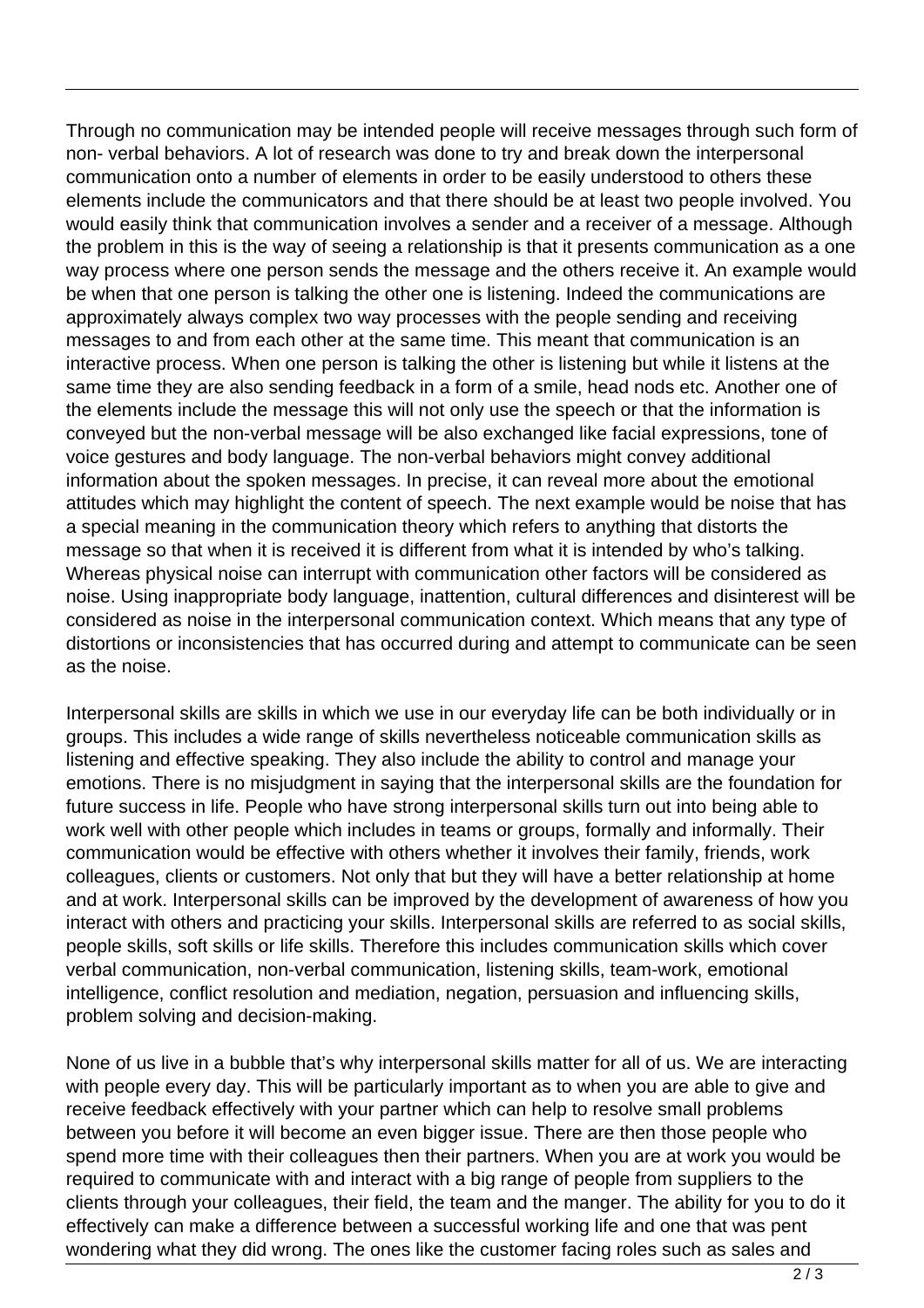Through no communication may be intended people will receive messages through such form of non- verbal behaviors. A lot of research was done to try and break down the interpersonal communication onto a number of elements in order to be easily understood to others these elements include the communicators and that there should be at least two people involved. You would easily think that communication involves a sender and a receiver of a message. Although the problem in this is the way of seeing a relationship is that it presents communication as a one way process where one person sends the message and the others receive it. An example would be when that one person is talking the other one is listening. Indeed the communications are approximately always complex two way processes with the people sending and receiving messages to and from each other at the same time. This meant that communication is an interactive process. When one person is talking the other is listening but while it listens at the same time they are also sending feedback in a form of a smile, head nods etc. Another one of the elements include the message this will not only use the speech or that the information is conveyed but the non-verbal message will be also exchanged like facial expressions, tone of voice gestures and body language. The non-verbal behaviors might convey additional information about the spoken messages. In precise, it can reveal more about the emotional attitudes which may highlight the content of speech. The next example would be noise that has a special meaning in the communication theory which refers to anything that distorts the message so that when it is received it is different from what it is intended by who's talking. Whereas physical noise can interrupt with communication other factors will be considered as noise. Using inappropriate body language, inattention, cultural differences and disinterest will be considered as noise in the interpersonal communication context. Which means that any type of distortions or inconsistencies that has occurred during and attempt to communicate can be seen as the noise.

Interpersonal skills are skills in which we use in our everyday life can be both individually or in groups. This includes a wide range of skills nevertheless noticeable communication skills as listening and effective speaking. They also include the ability to control and manage your emotions. There is no misjudgment in saying that the interpersonal skills are the foundation for future success in life. People who have strong interpersonal skills turn out into being able to work well with other people which includes in teams or groups, formally and informally. Their communication would be effective with others whether it involves their family, friends, work colleagues, clients or customers. Not only that but they will have a better relationship at home and at work. Interpersonal skills can be improved by the development of awareness of how you interact with others and practicing your skills. Interpersonal skills are referred to as social skills, people skills, soft skills or life skills. Therefore this includes communication skills which cover verbal communication, non-verbal communication, listening skills, team-work, emotional intelligence, conflict resolution and mediation, negation, persuasion and influencing skills, problem solving and decision-making.

None of us live in a bubble that's why interpersonal skills matter for all of us. We are interacting with people every day. This will be particularly important as to when you are able to give and receive feedback effectively with your partner which can help to resolve small problems between you before it will become an even bigger issue. There are then those people who spend more time with their colleagues then their partners. When you are at work you would be required to communicate with and interact with a big range of people from suppliers to the clients through your colleagues, their field, the team and the manger. The ability for you to do it effectively can make a difference between a successful working life and one that was pent wondering what they did wrong. The ones like the customer facing roles such as sales and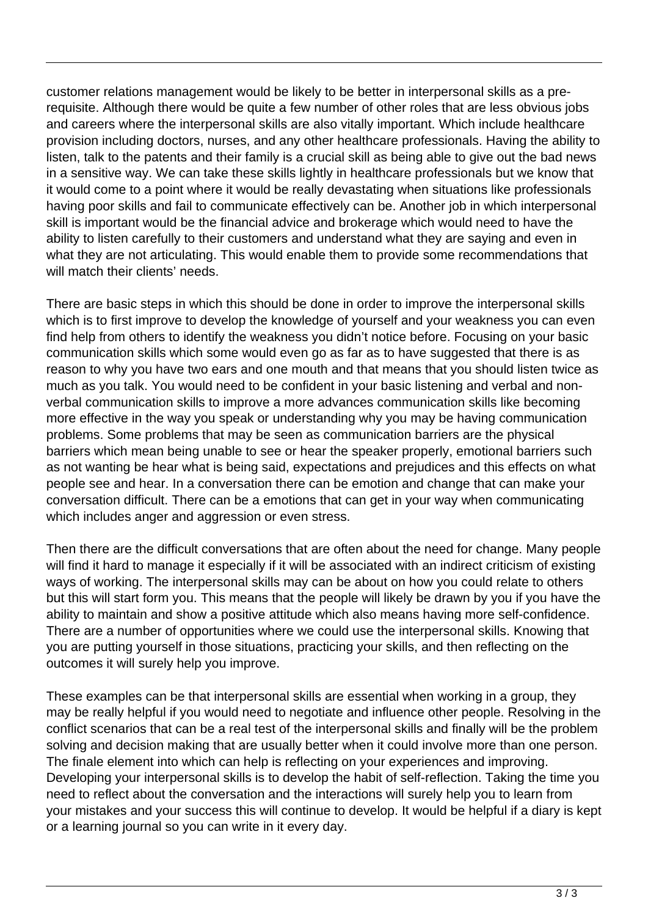customer relations management would be likely to be better in interpersonal skills as a pre-requisite. Although there would be quite a few number of other roles that are less obvious jobs and careers where the interpersonal skills are also vitally important. Which include healthcare provision including doctors, nurses, and any other healthcare professionals. Having the ability to listen, talk to the patents and their family is a crucial skill as being able to give out the bad news in a sensitive way. We can take these skills lightly in healthcare professionals but we know that it would come to a point where it would be really devastating when situations like professionals having poor skills and fail to communicate effectively can be. Another job in which interpersonal skill is important would be the financial advice and brokerage which would need to have the ability to listen carefully to their customers and understand what they are saying and even in what they are not articulating. This would enable them to provide some recommendations that will match their clients' needs.

There are basic steps in which this should be done in order to improve the interpersonal skills which is to first improve to develop the knowledge of yourself and your weakness you can even find help from others to identify the weakness you didn't notice before. Focusing on your basic communication skills which some would even go as far as to have suggested that there is as reason to why you have two ears and one mouth and that means that you should listen twice as much as you talk. You would need to be confident in your basic listening and verbal and non-verbal communication skills to improve a more advances communication skills like becoming more effective in the way you speak or understanding why you may be having communication problems. Some problems that may be seen as communication barriers are the physical barriers which mean being unable to see or hear the speaker properly, emotional barriers such as not wanting be hear what is being said, expectations and prejudices and this effects on what people see and hear. In a conversation there can be emotion and change that can make your conversation difficult. There can be a emotions that can get in your way when communicating which includes anger and aggression or even stress.

Then there are the difficult conversations that are often about the need for change. Many people will find it hard to manage it especially if it will be associated with an indirect criticism of existing ways of working. The interpersonal skills may can be about on how you could relate to others but this will start form you. This means that the people will likely be drawn by you if you have the ability to maintain and show a positive attitude which also means having more self-confidence. There are a number of opportunities where we could use the interpersonal skills. Knowing that you are putting yourself in those situations, practicing your skills, and then reflecting on the outcomes it will surely help you improve.

These examples can be that interpersonal skills are essential when working in a group, they may be really helpful if you would need to negotiate and influence other people. Resolving in the conflict scenarios that can be a real test of the interpersonal skills and finally will be the problem solving and decision making that are usually better when it could involve more than one person. The finale element into which can help is reflecting on your experiences and improving. Developing your interpersonal skills is to develop the habit of self-reflection. Taking the time you need to reflect about the conversation and the interactions will surely help you to learn from your mistakes and your success this will continue to develop. It would be helpful if a diary is kept or a learning journal so you can write in it every day.